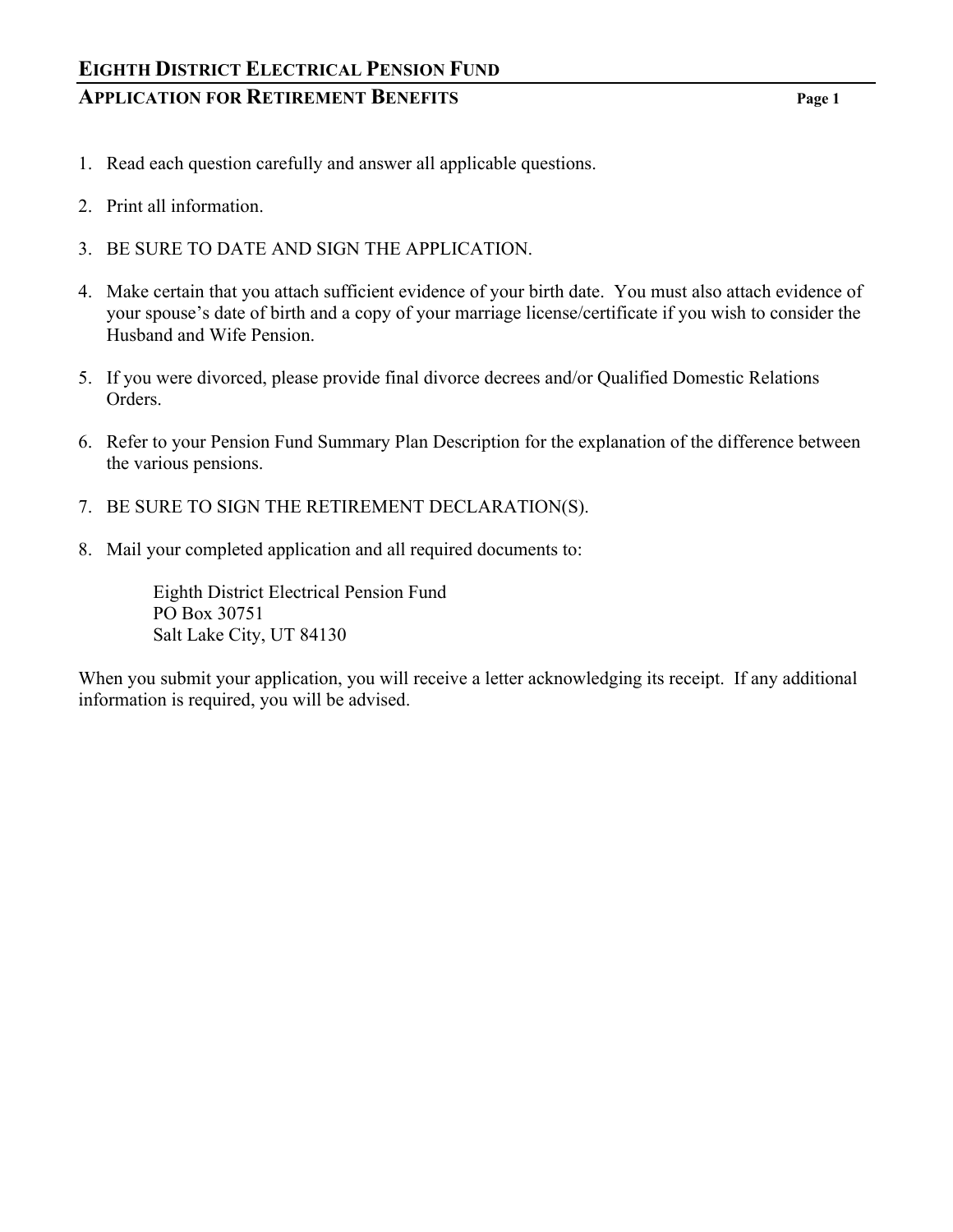# EIGHTH DISTRICT ELECTRICAL PENSION FUND

## APPLICATION FOR RETIREMENT BENEFITS

1. Read each question carefully and answer all applicable questions.

2. Print all information.

3. BE SURE TO DATE AND SIGN THE APPLICATION.

4. Make certain that you attach sufficient evidence of your birth date. You must also attach evidence of your spouse's date of birth and a copy of your marriage license/certificate if you wish to consider the Husband and Wife Pension.

5. If you were divorced, please provide final divorce decrees and/or Qualified Domestic Relations Orders.

6. Refer to your Pension Fund Summary Plan Description for the explanation of the difference between the various pensions.

7. BE SURE TO SIGN THE RETIREMENT DECLARATION(S).

8. Mail your completed application and all required documents to:

   Eighth District Electrical Pension Fund
   PO Box 30751
   Salt Lake City, UT 84130

When you submit your application, you will receive a letter acknowledging its receipt. If any additional information is required, you will be advised.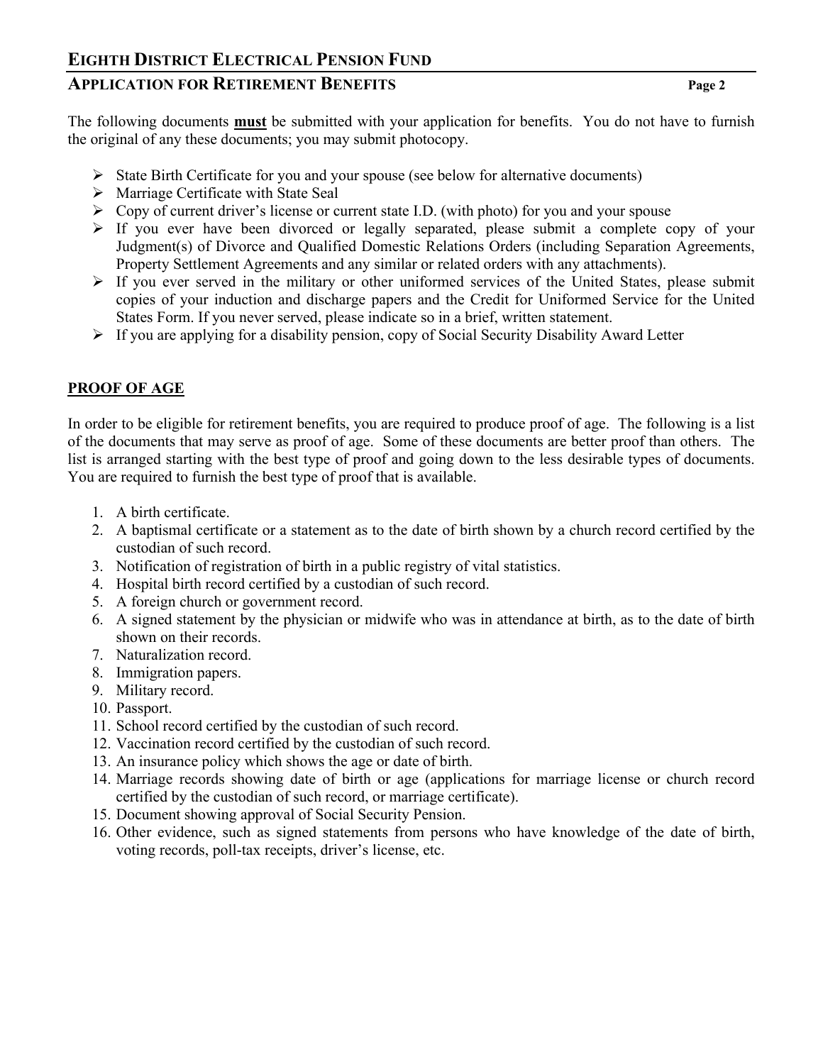The following documents **must** be submitted with your application for benefits. You do not have to furnish the original of any these documents; you may submit photocopy.

- State Birth Certificate for you and your spouse (see below for alternative documents)
- Marriage Certificate with State Seal
- Copy of current driver's license or current state I.D. (with photo) for you and your spouse
- If you ever have been divorced or legally separated, please submit a complete copy of your Judgment(s) of Divorce and Qualified Domestic Relations Orders (including Separation Agreements, Property Settlement Agreements and any similar or related orders with any attachments).
- If you ever served in the military or other uniformed services of the United States, please submit copies of your induction and discharge papers and the Credit for Uniformed Service for the United States Form. If you never served, please indicate so in a brief, written statement.
- If you are applying for a disability pension, copy of Social Security Disability Award Letter

## PROOF OF AGE

In order to be eligible for retirement benefits, you are required to produce proof of age. The following is a list of the documents that may serve as proof of age. Some of these documents are better proof than others. The list is arranged starting with the best type of proof and going down to the less desirable types of documents. You are required to furnish the best type of proof that is available.

1. A birth certificate.
2. A baptismal certificate or a statement as to the date of birth shown by a church record certified by the custodian of such record.
3. Notification of registration of birth in a public registry of vital statistics.
4. Hospital birth record certified by a custodian of such record.
5. A foreign church or government record.
6. A signed statement by the physician or midwife who was in attendance at birth, as to the date of birth shown on their records.
7. Naturalization record.
8. Immigration papers.
9. Military record.
10. Passport.
11. School record certified by the custodian of such record.
12. Vaccination record certified by the custodian of such record.
13. An insurance policy which shows the age or date of birth.
14. Marriage records showing date of birth or age (applications for marriage license or church record certified by the custodian of such record, or marriage certificate).
15. Document showing approval of Social Security Pension.
16. Other evidence, such as signed statements from persons who have knowledge of the date of birth, voting records, poll-tax receipts, driver's license, etc.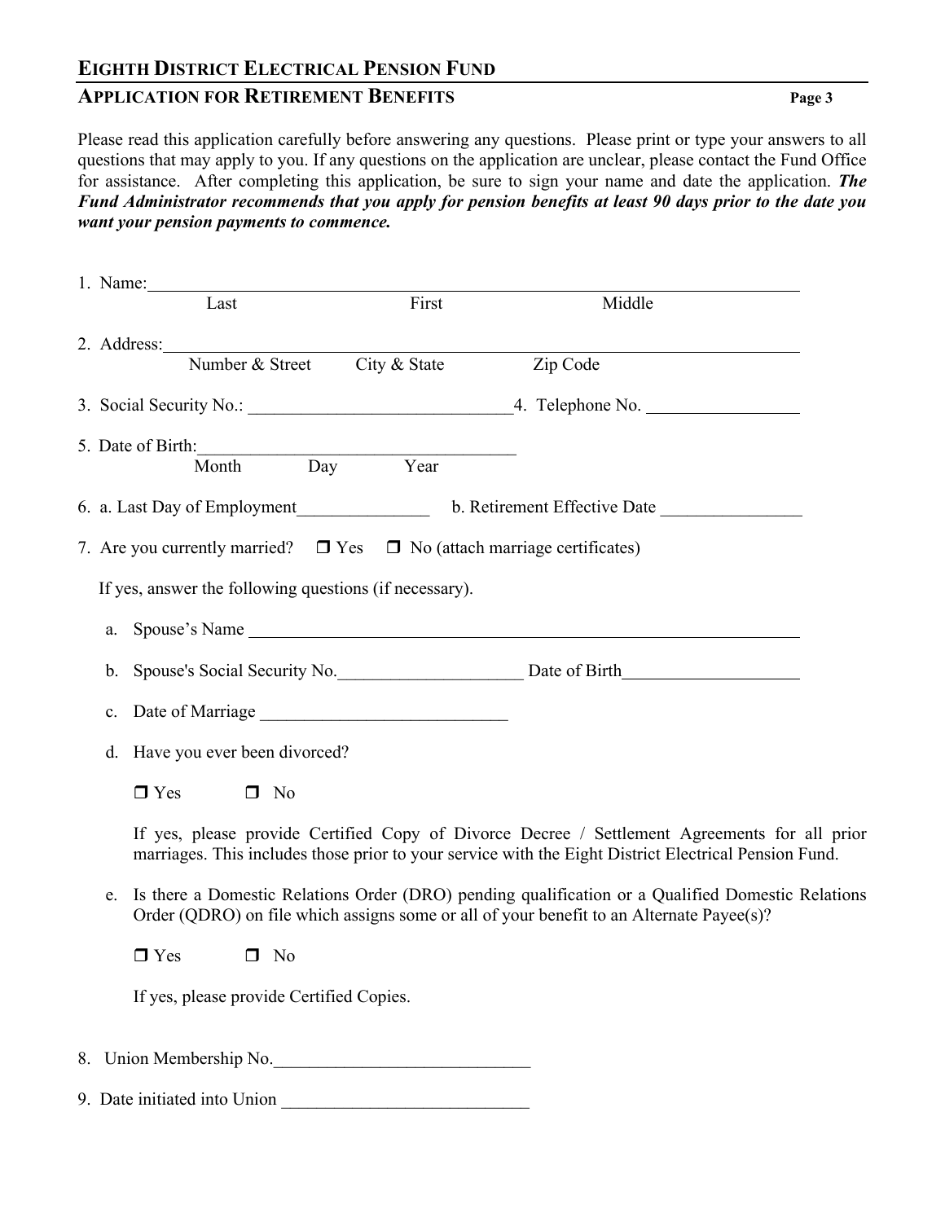# EIGHTH DISTRICT ELECTRICAL PENSION FUND

## APPLICATION FOR RETIREMENT BENEFITS

Please read this application carefully before answering any questions. Please print or type your answers to all questions that may apply to you. If any questions on the application are unclear, please contact the Fund Office for assistance. After completing this application, be sure to sign your name and date the application. ***The Fund Administrator recommends that you apply for pension benefits at least 90 days prior to the date you want your pension payments to commence.***

1. Name:______________________________________________________________
   Last First Middle

2. Address:____________________________________________________________
   Number & Street City & State Zip Code

3. Social Security No.: ______________________________ 4. Telephone No. _________________

5. Date of Birth:____________________________________
   Month Day Year

6. a. Last Day of Employment_______________ b. Retirement Effective Date ________________

7. Are you currently married? ❒ Yes ❒ No (attach marriage certificates)

   If yes, answer the following questions (if necessary).

   a. Spouse's Name ________________________________________________________________

   b. Spouse's Social Security No._____________________ Date of Birth____________________

   c. Date of Marriage ____________________________

   d. Have you ever been divorced?

      ❒ Yes ❒ No

      If yes, please provide Certified Copy of Divorce Decree / Settlement Agreements for all prior marriages. This includes those prior to your service with the Eight District Electrical Pension Fund.

   e. Is there a Domestic Relations Order (DRO) pending qualification or a Qualified Domestic Relations Order (QDRO) on file which assigns some or all of your benefit to an Alternate Payee(s)?

      ❒ Yes ❒ No

      If yes, please provide Certified Copies.

8. Union Membership No._____________________________

9. Date initiated into Union ____________________________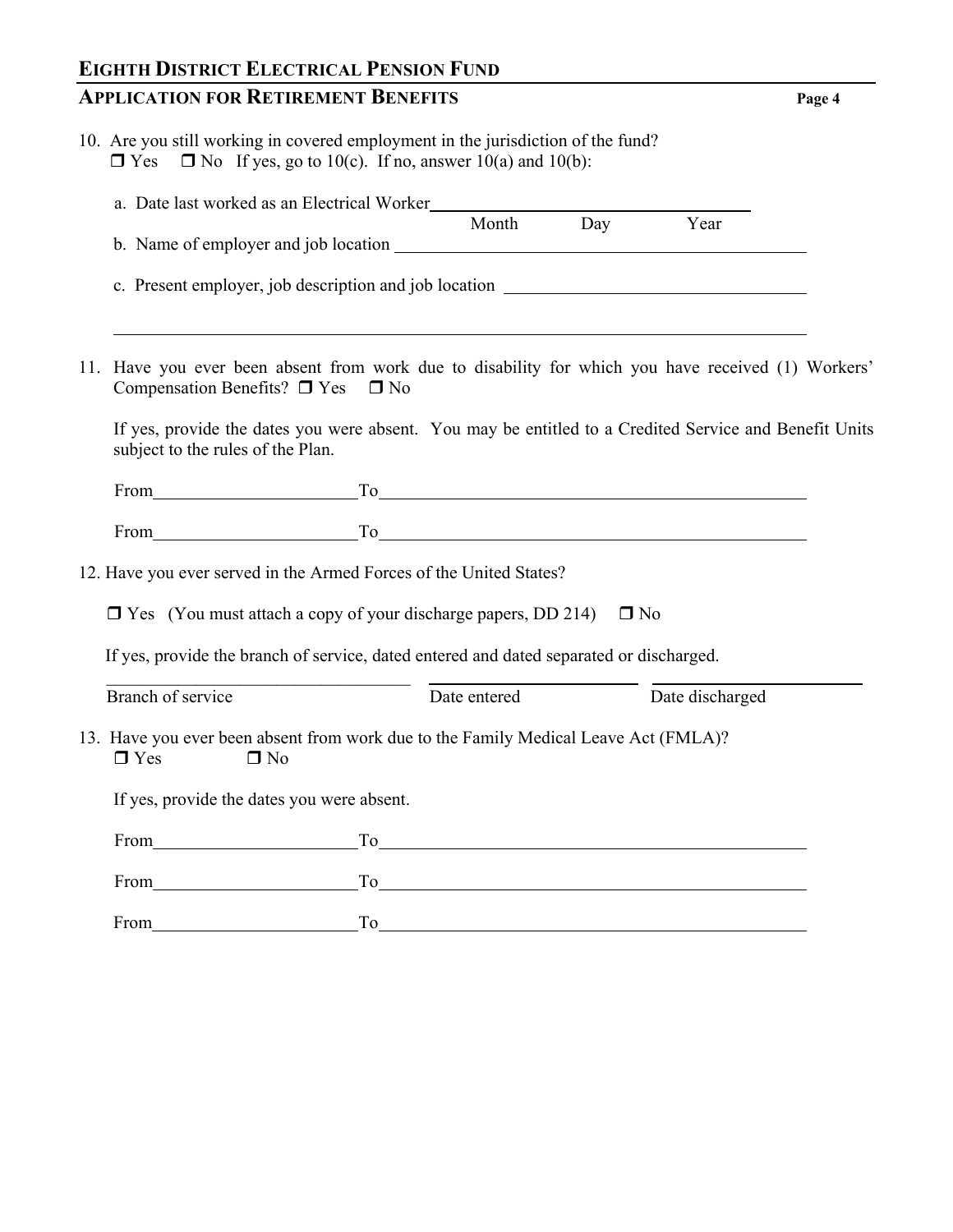10. Are you still working in covered employment in the jurisdiction of the fund?
    ❒ Yes ❒ No If yes, go to 10(c). If no, answer 10(a) and 10(b):

    a. Date last worked as an Electrical Worker______________________________
       Month Day Year

    b. Name of employer and job location ____________________________________________

    c. Present employer, job description and job location ________________________________

    ______________________________________________________________________________

11. Have you ever been absent from work due to disability for which you have received (1) Workers' Compensation Benefits? ❒ Yes ❒ No

    If yes, provide the dates you were absent. You may be entitled to a Credited Service and Benefit Units subject to the rules of the Plan.

    From______________________To_____________________________________________

    From______________________To_____________________________________________

12. Have you ever served in the Armed Forces of the United States?

    ❒ Yes (You must attach a copy of your discharge papers, DD 214) ❒ No

    If yes, provide the branch of service, dated entered and dated separated or discharged.

    ___________________________________ ______________________ ______________________
    Branch of service Date entered Date discharged

13. Have you ever been absent from work due to the Family Medical Leave Act (FMLA)?
    ❒ Yes ❒ No

    If yes, provide the dates you were absent.

    From______________________To_____________________________________________

    From______________________To_____________________________________________

    From______________________To_____________________________________________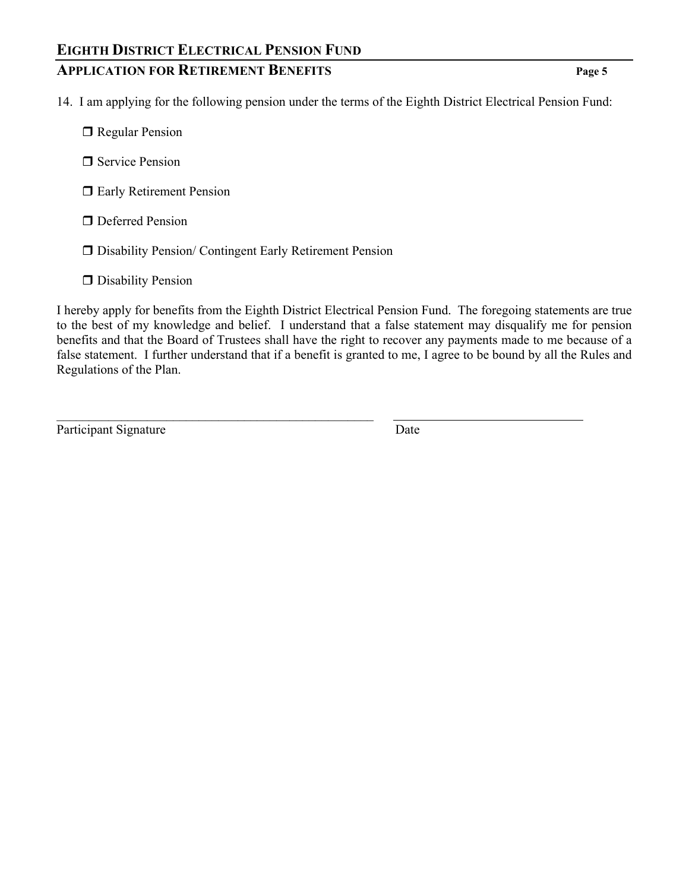14. I am applying for the following pension under the terms of the Eighth District Electrical Pension Fund:

- ❒ Regular Pension
- ❒ Service Pension
- ❒ Early Retirement Pension
- ❒ Deferred Pension
- ❒ Disability Pension/ Contingent Early Retirement Pension
- ❒ Disability Pension

I hereby apply for benefits from the Eighth District Electrical Pension Fund. The foregoing statements are true to the best of my knowledge and belief. I understand that a false statement may disqualify me for pension benefits and that the Board of Trustees shall have the right to recover any payments made to me because of a false statement. I further understand that if a benefit is granted to me, I agree to be bound by all the Rules and Regulations of the Plan.

_____________________________________________________ ________________________________

Participant Signature Date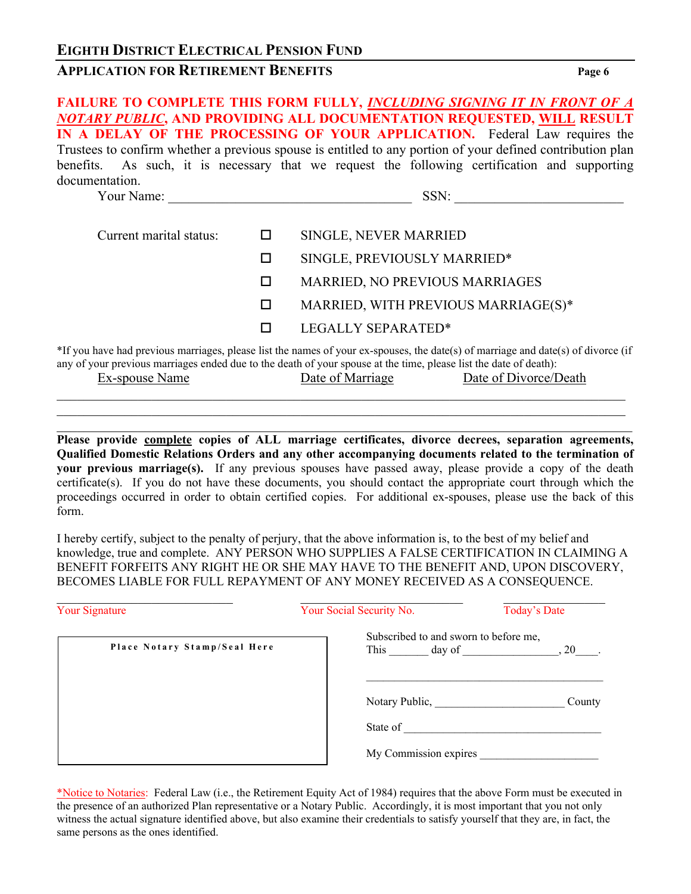**FAILURE TO COMPLETE THIS FORM FULLY, *INCLUDING SIGNING IT IN FRONT OF A NOTARY PUBLIC*, AND PROVIDING ALL DOCUMENTATION REQUESTED, WILL RESULT IN A DELAY OF THE PROCESSING OF YOUR APPLICATION.** Federal Law requires the Trustees to confirm whether a previous spouse is entitled to any portion of your defined contribution plan benefits. As such, it is necessary that we request the following certification and supporting documentation.

Your Name: ___________________________________ SSN: _______________________

Current marital status:

- ☐ SINGLE, NEVER MARRIED
- ☐ SINGLE, PREVIOUSLY MARRIED*
- ☐ MARRIED, NO PREVIOUS MARRIAGES
- ☐ MARRIED, WITH PREVIOUS MARRIAGE(S)*
- ☐ LEGALLY SEPARATED*

*If you have had previous marriages, please list the names of your ex-spouses, the date(s) of marriage and date(s) of divorce (if any of your previous marriages ended due to the death of your spouse at the time, please list the date of death):

| Ex-spouse Name | Date of Marriage | Date of Divorce/Death |
|---|---|---|
| | | |
| | | |
| | | |

**Please provide complete copies of ALL marriage certificates, divorce decrees, separation agreements, Qualified Domestic Relations Orders and any other accompanying documents related to the termination of your previous marriage(s).** If any previous spouses have passed away, please provide a copy of the death certificate(s). If you do not have these documents, you should contact the appropriate court through which the proceedings occurred in order to obtain certified copies. For additional ex-spouses, please use the back of this form.

I hereby certify, subject to the penalty of perjury, that the above information is, to the best of my belief and knowledge, true and complete. ANY PERSON WHO SUPPLIES A FALSE CERTIFICATION IN CLAIMING A BENEFIT FORFEITS ANY RIGHT HE OR SHE MAY HAVE TO THE BENEFIT AND, UPON DISCOVERY, BECOMES LIABLE FOR FULL REPAYMENT OF ANY MONEY RECEIVED AS A CONSEQUENCE.

___________________________ ___________________________ _______________

Your Signature Your Social Security No. Today's Date

Place Notary Stamp/Seal Here

Subscribed to and sworn to before me,
This _______ day of ________________, 20____.

___________________________________________

Notary Public, ______________________ County

State of ___________________________________

My Commission expires ____________________

*Notice to Notaries: Federal Law (i.e., the Retirement Equity Act of 1984) requires that the above Form must be executed in the presence of an authorized Plan representative or a Notary Public. Accordingly, it is most important that you not only witness the actual signature identified above, but also examine their credentials to satisfy yourself that they are, in fact, the same persons as the ones identified.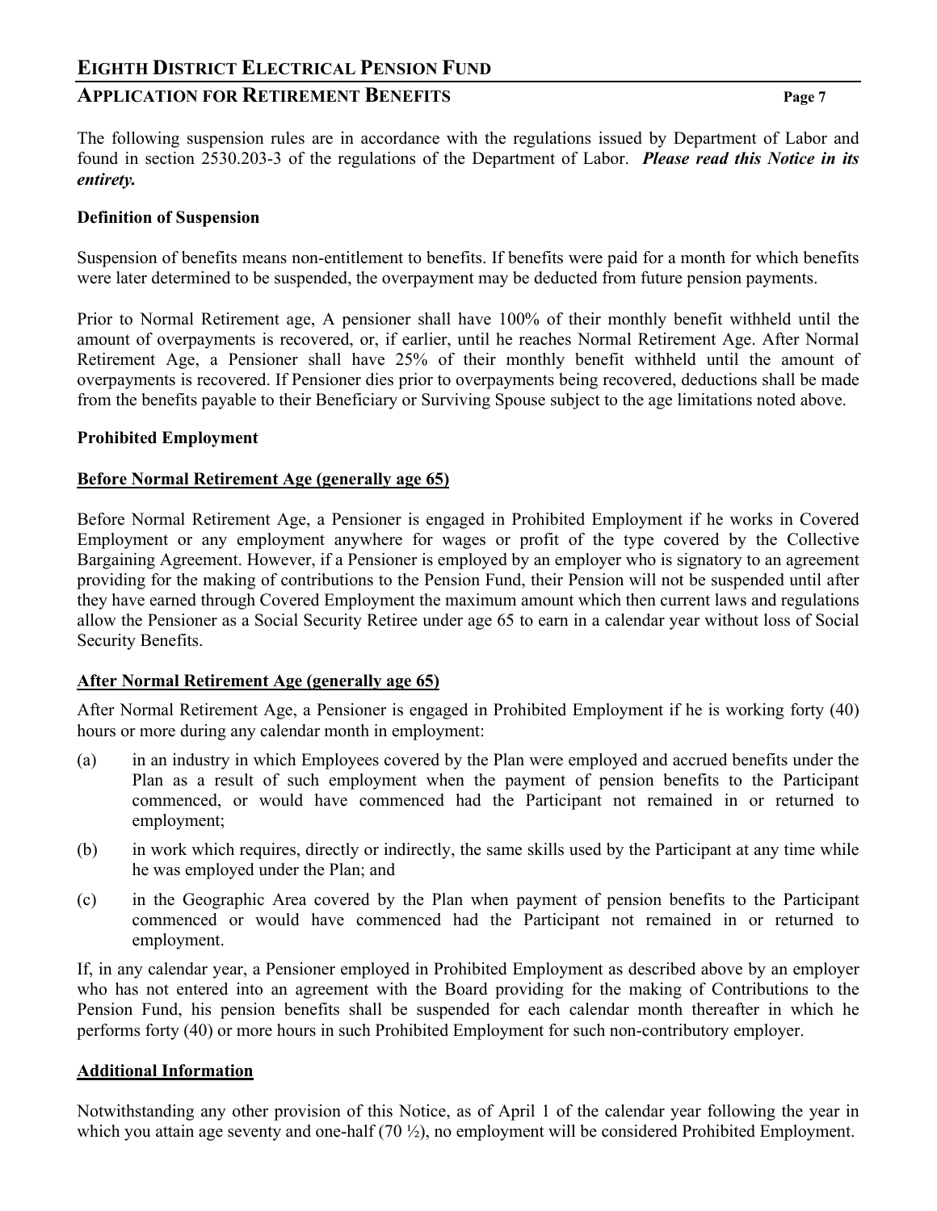The following suspension rules are in accordance with the regulations issued by Department of Labor and found in section 2530.203-3 of the regulations of the Department of Labor. ***Please read this Notice in its entirety.***

**Definition of Suspension**

Suspension of benefits means non-entitlement to benefits. If benefits were paid for a month for which benefits were later determined to be suspended, the overpayment may be deducted from future pension payments.

Prior to Normal Retirement age, A pensioner shall have 100% of their monthly benefit withheld until the amount of overpayments is recovered, or, if earlier, until he reaches Normal Retirement Age. After Normal Retirement Age, a Pensioner shall have 25% of their monthly benefit withheld until the amount of overpayments is recovered. If Pensioner dies prior to overpayments being recovered, deductions shall be made from the benefits payable to their Beneficiary or Surviving Spouse subject to the age limitations noted above.

**Prohibited Employment**

**Before Normal Retirement Age (generally age 65)**

Before Normal Retirement Age, a Pensioner is engaged in Prohibited Employment if he works in Covered Employment or any employment anywhere for wages or profit of the type covered by the Collective Bargaining Agreement. However, if a Pensioner is employed by an employer who is signatory to an agreement providing for the making of contributions to the Pension Fund, their Pension will not be suspended until after they have earned through Covered Employment the maximum amount which then current laws and regulations allow the Pensioner as a Social Security Retiree under age 65 to earn in a calendar year without loss of Social Security Benefits.

**After Normal Retirement Age (generally age 65)**

After Normal Retirement Age, a Pensioner is engaged in Prohibited Employment if he is working forty (40) hours or more during any calendar month in employment:

(a) in an industry in which Employees covered by the Plan were employed and accrued benefits under the Plan as a result of such employment when the payment of pension benefits to the Participant commenced, or would have commenced had the Participant not remained in or returned to employment;

(b) in work which requires, directly or indirectly, the same skills used by the Participant at any time while he was employed under the Plan; and

(c) in the Geographic Area covered by the Plan when payment of pension benefits to the Participant commenced or would have commenced had the Participant not remained in or returned to employment.

If, in any calendar year, a Pensioner employed in Prohibited Employment as described above by an employer who has not entered into an agreement with the Board providing for the making of Contributions to the Pension Fund, his pension benefits shall be suspended for each calendar month thereafter in which he performs forty (40) or more hours in such Prohibited Employment for such non-contributory employer.

**Additional Information**

Notwithstanding any other provision of this Notice, as of April 1 of the calendar year following the year in which you attain age seventy and one-half (70 ½), no employment will be considered Prohibited Employment.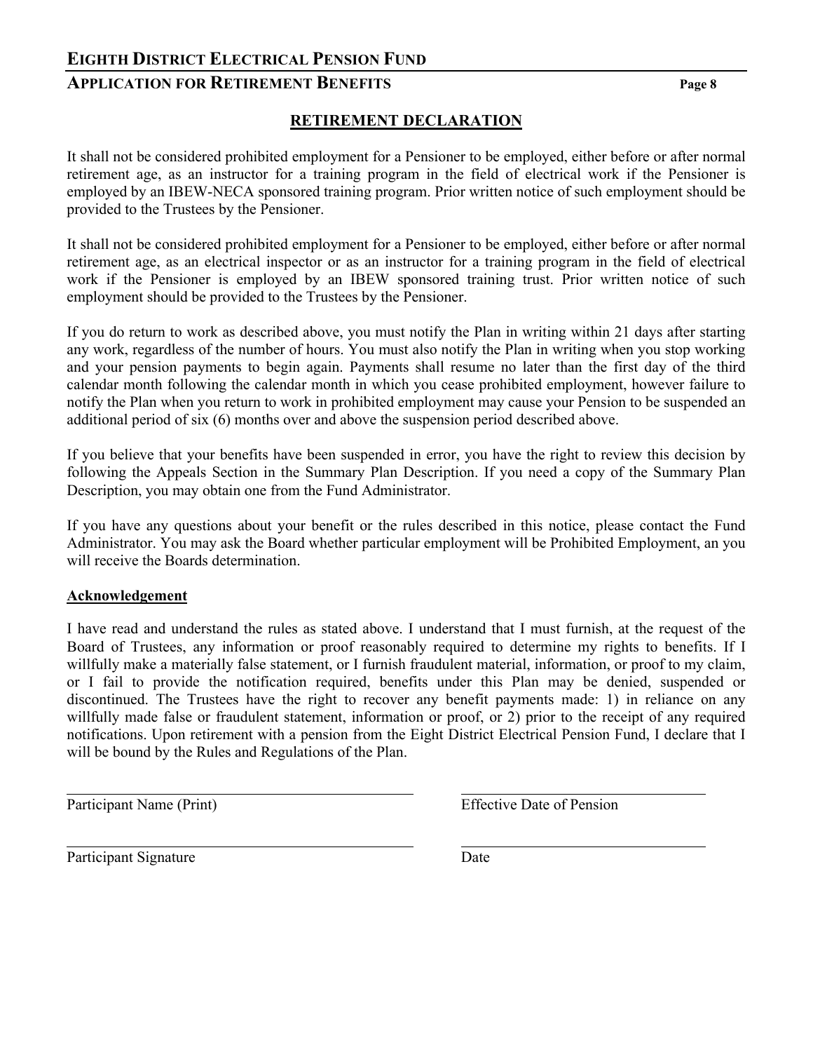## RETIREMENT DECLARATION

It shall not be considered prohibited employment for a Pensioner to be employed, either before or after normal retirement age, as an instructor for a training program in the field of electrical work if the Pensioner is employed by an IBEW-NECA sponsored training program. Prior written notice of such employment should be provided to the Trustees by the Pensioner.

It shall not be considered prohibited employment for a Pensioner to be employed, either before or after normal retirement age, as an electrical inspector or as an instructor for a training program in the field of electrical work if the Pensioner is employed by an IBEW sponsored training trust. Prior written notice of such employment should be provided to the Trustees by the Pensioner.

If you do return to work as described above, you must notify the Plan in writing within 21 days after starting any work, regardless of the number of hours. You must also notify the Plan in writing when you stop working and your pension payments to begin again. Payments shall resume no later than the first day of the third calendar month following the calendar month in which you cease prohibited employment, however failure to notify the Plan when you return to work in prohibited employment may cause your Pension to be suspended an additional period of six (6) months over and above the suspension period described above.

If you believe that your benefits have been suspended in error, you have the right to review this decision by following the Appeals Section in the Summary Plan Description. If you need a copy of the Summary Plan Description, you may obtain one from the Fund Administrator.

If you have any questions about your benefit or the rules described in this notice, please contact the Fund Administrator. You may ask the Board whether particular employment will be Prohibited Employment, an you will receive the Boards determination.

**Acknowledgement**

I have read and understand the rules as stated above. I understand that I must furnish, at the request of the Board of Trustees, any information or proof reasonably required to determine my rights to benefits. If I willfully make a materially false statement, or I furnish fraudulent material, information, or proof to my claim, or I fail to provide the notification required, benefits under this Plan may be denied, suspended or discontinued. The Trustees have the right to recover any benefit payments made: 1) in reliance on any willfully made false or fraudulent statement, information or proof, or 2) prior to the receipt of any required notifications. Upon retirement with a pension from the Eight District Electrical Pension Fund, I declare that I will be bound by the Rules and Regulations of the Plan.

| | |
|---|---|
| Participant Name (Print) | Effective Date of Pension |
| Participant Signature | Date |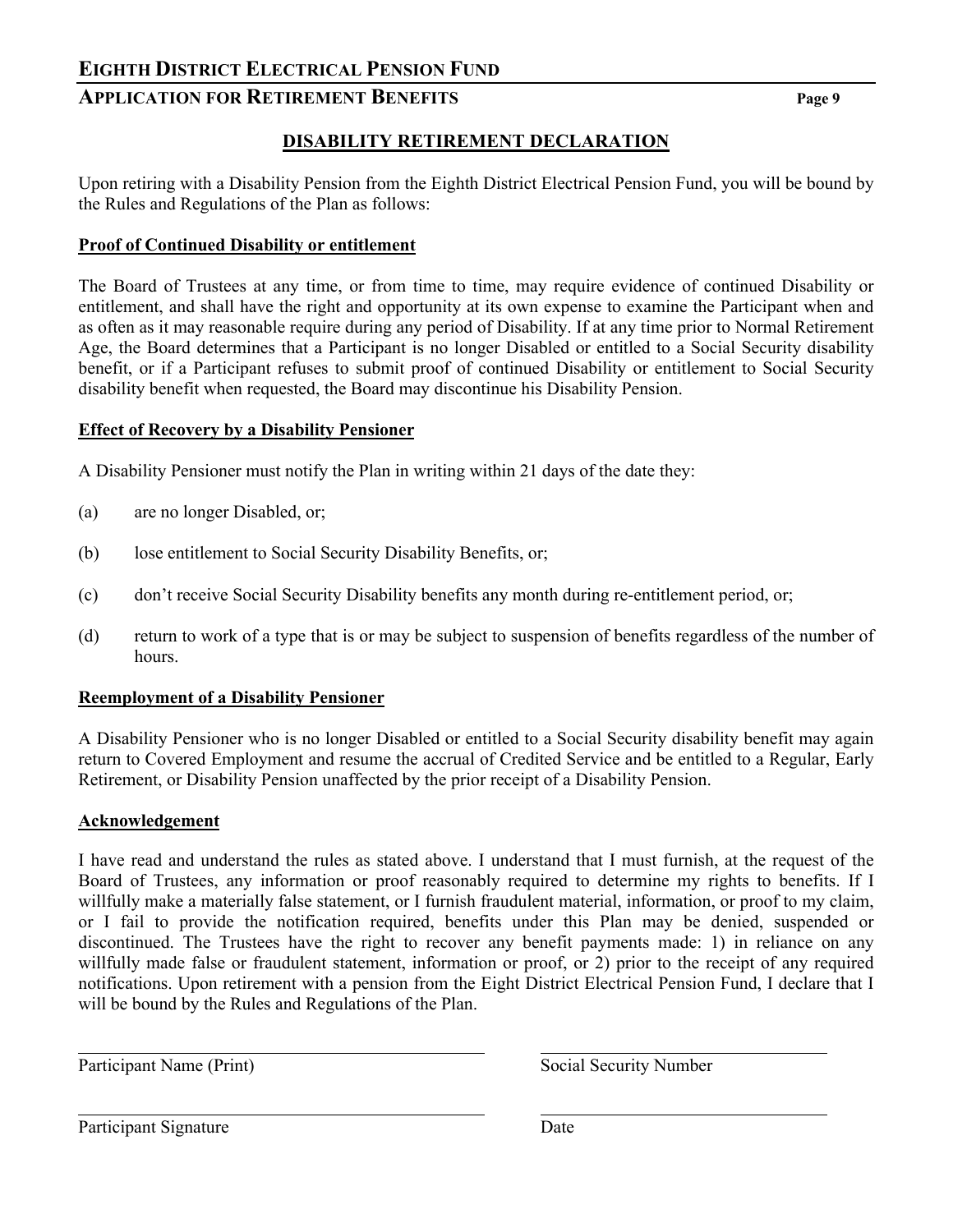## DISABILITY RETIREMENT DECLARATION

Upon retiring with a Disability Pension from the Eighth District Electrical Pension Fund, you will be bound by the Rules and Regulations of the Plan as follows:

### Proof of Continued Disability or entitlement

The Board of Trustees at any time, or from time to time, may require evidence of continued Disability or entitlement, and shall have the right and opportunity at its own expense to examine the Participant when and as often as it may reasonable require during any period of Disability. If at any time prior to Normal Retirement Age, the Board determines that a Participant is no longer Disabled or entitled to a Social Security disability benefit, or if a Participant refuses to submit proof of continued Disability or entitlement to Social Security disability benefit when requested, the Board may discontinue his Disability Pension.

### Effect of Recovery by a Disability Pensioner

A Disability Pensioner must notify the Plan in writing within 21 days of the date they:

(a) are no longer Disabled, or;

(b) lose entitlement to Social Security Disability Benefits, or;

(c) don't receive Social Security Disability benefits any month during re-entitlement period, or;

(d) return to work of a type that is or may be subject to suspension of benefits regardless of the number of hours.

### Reemployment of a Disability Pensioner

A Disability Pensioner who is no longer Disabled or entitled to a Social Security disability benefit may again return to Covered Employment and resume the accrual of Credited Service and be entitled to a Regular, Early Retirement, or Disability Pension unaffected by the prior receipt of a Disability Pension.

### Acknowledgement

I have read and understand the rules as stated above. I understand that I must furnish, at the request of the Board of Trustees, any information or proof reasonably required to determine my rights to benefits. If I willfully make a materially false statement, or I furnish fraudulent material, information, or proof to my claim, or I fail to provide the notification required, benefits under this Plan may be denied, suspended or discontinued. The Trustees have the right to recover any benefit payments made: 1) in reliance on any willfully made false or fraudulent statement, information or proof, or 2) prior to the receipt of any required notifications. Upon retirement with a pension from the Eight District Electrical Pension Fund, I declare that I will be bound by the Rules and Regulations of the Plan.

______________________________ Participant Name (Print)

______________________________ Social Security Number

______________________________ Participant Signature

______________________________ Date